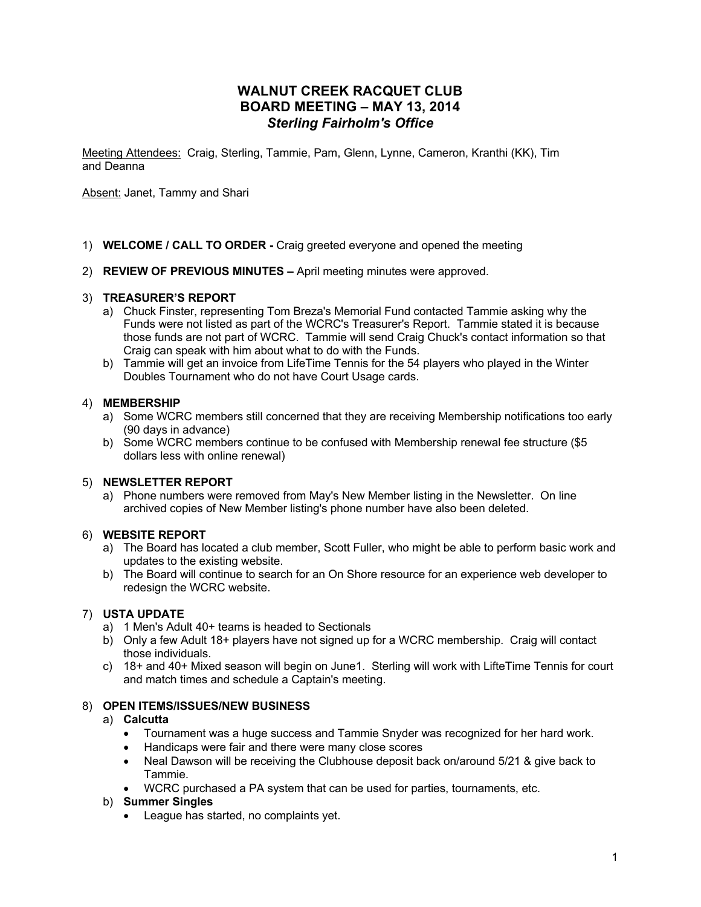# WALNUT CREEK RACQUET CLUB
# BOARD MEETING – MAY 13, 2014
### *Sterling Fairholm's Office*

Meeting Attendees: Craig, Sterling, Tammie, Pam, Glenn, Lynne, Cameron, Kranthi (KK), Tim and Deanna

Absent: Janet, Tammy and Shari

1) **WELCOME / CALL TO ORDER -** Craig greeted everyone and opened the meeting

2) **REVIEW OF PREVIOUS MINUTES –** April meeting minutes were approved.

3) **TREASURER'S REPORT**
   a) Chuck Finster, representing Tom Breza's Memorial Fund contacted Tammie asking why the Funds were not listed as part of the WCRC's Treasurer's Report. Tammie stated it is because those funds are not part of WCRC. Tammie will send Craig Chuck's contact information so that Craig can speak with him about what to do with the Funds.
   b) Tammie will get an invoice from LifeTime Tennis for the 54 players who played in the Winter Doubles Tournament who do not have Court Usage cards.

4) **MEMBERSHIP**
   a) Some WCRC members still concerned that they are receiving Membership notifications too early (90 days in advance)
   b) Some WCRC members continue to be confused with Membership renewal fee structure ($5 dollars less with online renewal)

5) **NEWSLETTER REPORT**
   a) Phone numbers were removed from May's New Member listing in the Newsletter. On line archived copies of New Member listing's phone number have also been deleted.

6) **WEBSITE REPORT**
   a) The Board has located a club member, Scott Fuller, who might be able to perform basic work and updates to the existing website.
   b) The Board will continue to search for an On Shore resource for an experience web developer to redesign the WCRC website.

7) **USTA UPDATE**
   a) 1 Men's Adult 40+ teams is headed to Sectionals
   b) Only a few Adult 18+ players have not signed up for a WCRC membership. Craig will contact those individuals.
   c) 18+ and 40+ Mixed season will begin on June1. Sterling will work with LifteTime Tennis for court and match times and schedule a Captain's meeting.

8) **OPEN ITEMS/ISSUES/NEW BUSINESS**
   a) **Calcutta**
      - Tournament was a huge success and Tammie Snyder was recognized for her hard work.
      - Handicaps were fair and there were many close scores
      - Neal Dawson will be receiving the Clubhouse deposit back on/around 5/21 & give back to Tammie.
      - WCRC purchased a PA system that can be used for parties, tournaments, etc.
   b) **Summer Singles**
      - League has started, no complaints yet.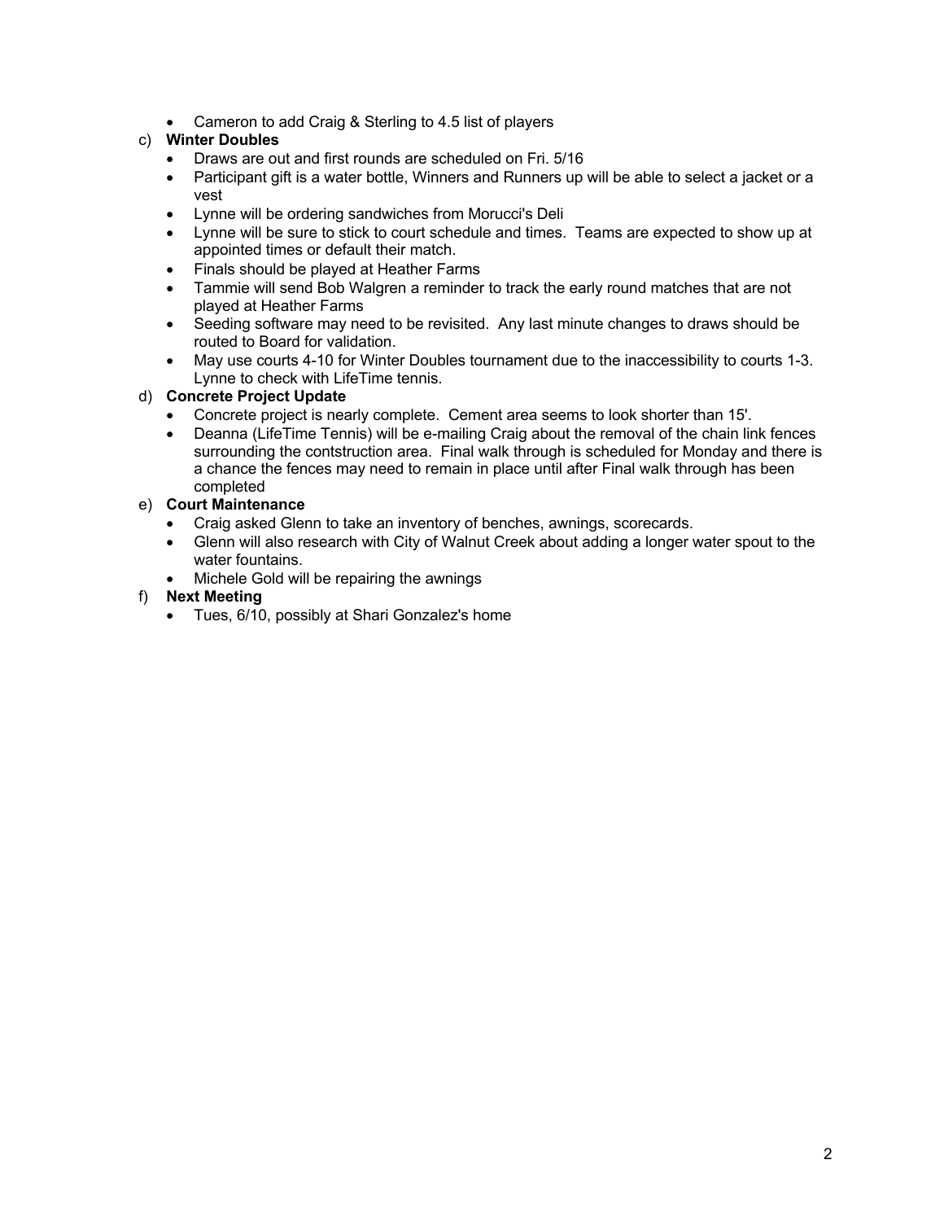- Cameron to add Craig & Sterling to 4.5 list of players

c) **Winter Doubles**
  - Draws are out and first rounds are scheduled on Fri. 5/16
  - Participant gift is a water bottle, Winners and Runners up will be able to select a jacket or a vest
  - Lynne will be ordering sandwiches from Morucci's Deli
  - Lynne will be sure to stick to court schedule and times. Teams are expected to show up at appointed times or default their match.
  - Finals should be played at Heather Farms
  - Tammie will send Bob Walgren a reminder to track the early round matches that are not played at Heather Farms
  - Seeding software may need to be revisited. Any last minute changes to draws should be routed to Board for validation.
  - May use courts 4-10 for Winter Doubles tournament due to the inaccessibility to courts 1-3. Lynne to check with LifeTime tennis.

d) **Concrete Project Update**
  - Concrete project is nearly complete. Cement area seems to look shorter than 15'.
  - Deanna (LifeTime Tennis) will be e-mailing Craig about the removal of the chain link fences surrounding the contstruction area. Final walk through is scheduled for Monday and there is a chance the fences may need to remain in place until after Final walk through has been completed

e) **Court Maintenance**
  - Craig asked Glenn to take an inventory of benches, awnings, scorecards.
  - Glenn will also research with City of Walnut Creek about adding a longer water spout to the water fountains.
  - Michele Gold will be repairing the awnings

f) **Next Meeting**
  - Tues, 6/10, possibly at Shari Gonzalez's home